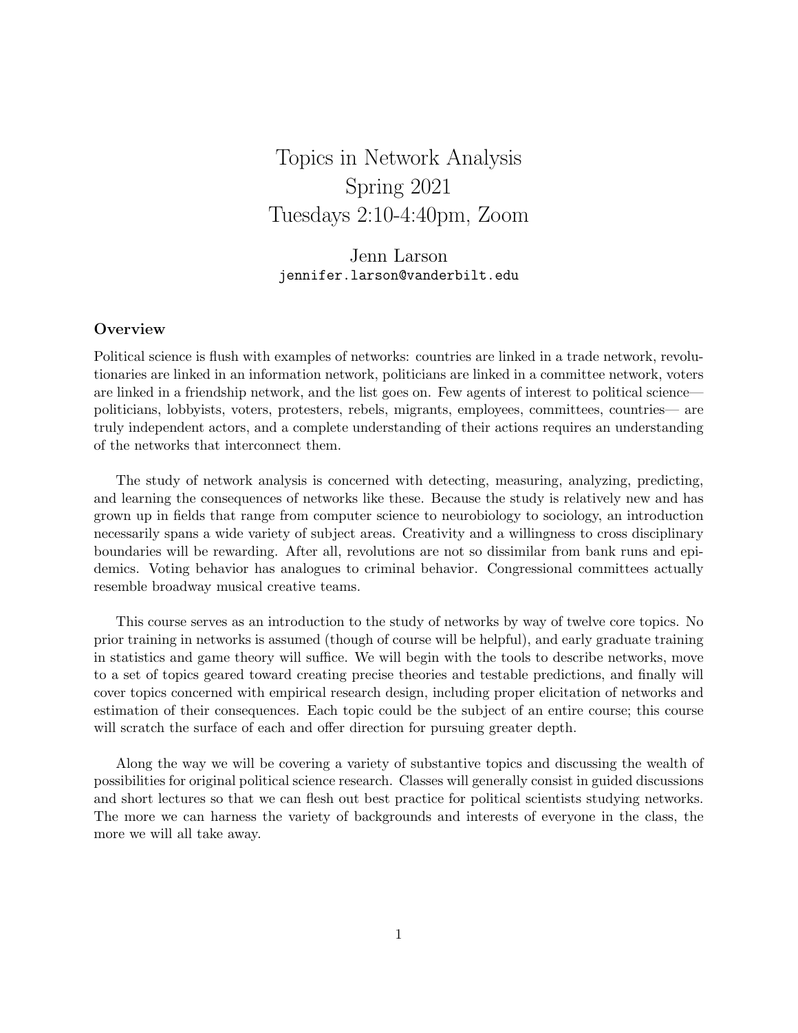# Topics in Network Analysis
# Spring 2021
# Tuesdays 2:10-4:40pm, Zoom

Jenn Larson
jennifer.larson@vanderbilt.edu

### Overview

Political science is flush with examples of networks: countries are linked in a trade network, revolutionaries are linked in an information network, politicians are linked in a committee network, voters are linked in a friendship network, and the list goes on. Few agents of interest to political science— politicians, lobbyists, voters, protesters, rebels, migrants, employees, committees, countries— are truly independent actors, and a complete understanding of their actions requires an understanding of the networks that interconnect them.

The study of network analysis is concerned with detecting, measuring, analyzing, predicting, and learning the consequences of networks like these. Because the study is relatively new and has grown up in fields that range from computer science to neurobiology to sociology, an introduction necessarily spans a wide variety of subject areas. Creativity and a willingness to cross disciplinary boundaries will be rewarding. After all, revolutions are not so dissimilar from bank runs and epidemics. Voting behavior has analogues to criminal behavior. Congressional committees actually resemble broadway musical creative teams.

This course serves as an introduction to the study of networks by way of twelve core topics. No prior training in networks is assumed (though of course will be helpful), and early graduate training in statistics and game theory will suffice. We will begin with the tools to describe networks, move to a set of topics geared toward creating precise theories and testable predictions, and finally will cover topics concerned with empirical research design, including proper elicitation of networks and estimation of their consequences. Each topic could be the subject of an entire course; this course will scratch the surface of each and offer direction for pursuing greater depth.

Along the way we will be covering a variety of substantive topics and discussing the wealth of possibilities for original political science research. Classes will generally consist in guided discussions and short lectures so that we can flesh out best practice for political scientists studying networks. The more we can harness the variety of backgrounds and interests of everyone in the class, the more we will all take away.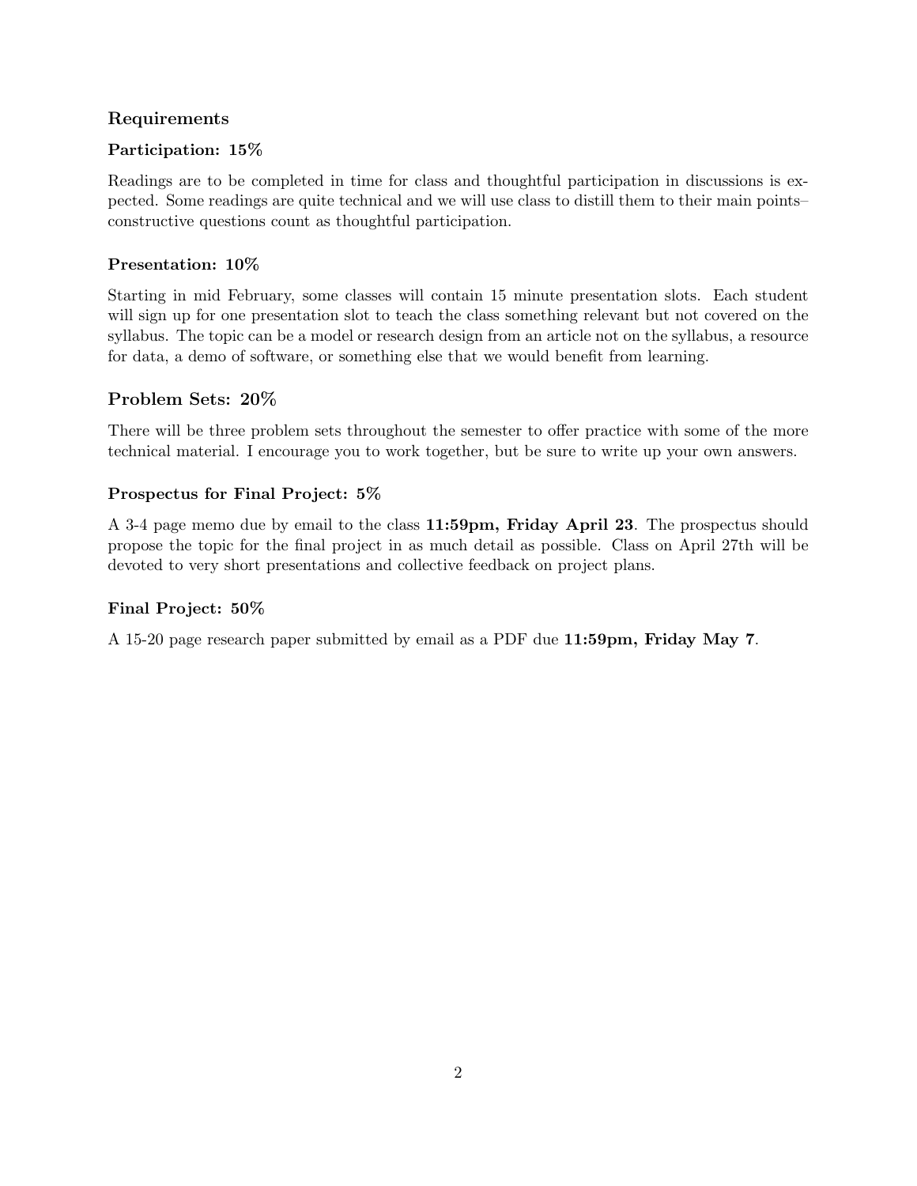## Requirements

### Participation: 15%

Readings are to be completed in time for class and thoughtful participation in discussions is expected. Some readings are quite technical and we will use class to distill them to their main points–constructive questions count as thoughtful participation.

### Presentation: 10%

Starting in mid February, some classes will contain 15 minute presentation slots. Each student will sign up for one presentation slot to teach the class something relevant but not covered on the syllabus. The topic can be a model or research design from an article not on the syllabus, a resource for data, a demo of software, or something else that we would benefit from learning.

## Problem Sets: 20%

There will be three problem sets throughout the semester to offer practice with some of the more technical material. I encourage you to work together, but be sure to write up your own answers.

### Prospectus for Final Project: 5%

A 3-4 page memo due by email to the class **11:59pm, Friday April 23**. The prospectus should propose the topic for the final project in as much detail as possible. Class on April 27th will be devoted to very short presentations and collective feedback on project plans.

### Final Project: 50%

A 15-20 page research paper submitted by email as a PDF due **11:59pm, Friday May 7**.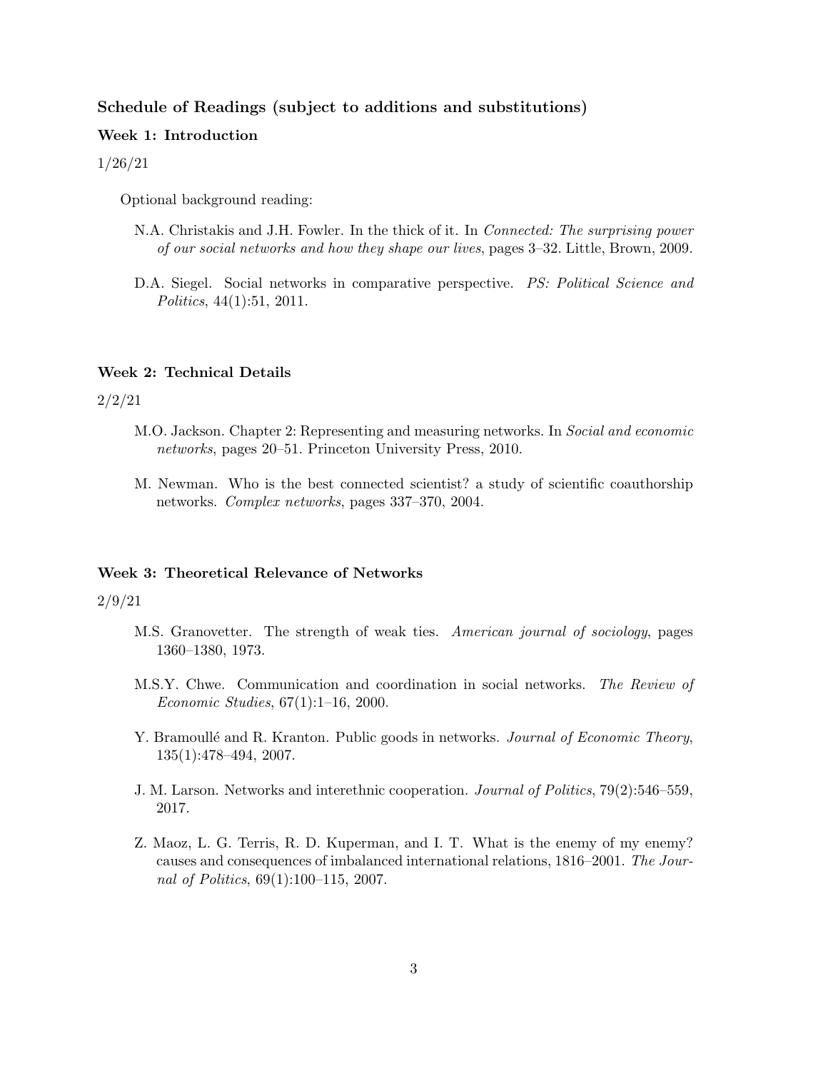### Schedule of Readings (subject to additions and substitutions)

#### Week 1: Introduction

1/26/21

Optional background reading:

N.A. Christakis and J.H. Fowler. In the thick of it. In *Connected: The surprising power of our social networks and how they shape our lives*, pages 3–32. Little, Brown, 2009.

D.A. Siegel. Social networks in comparative perspective. *PS: Political Science and Politics*, 44(1):51, 2011.

#### Week 2: Technical Details

2/2/21

M.O. Jackson. Chapter 2: Representing and measuring networks. In *Social and economic networks*, pages 20–51. Princeton University Press, 2010.

M. Newman. Who is the best connected scientist? a study of scientific coauthorship networks. *Complex networks*, pages 337–370, 2004.

#### Week 3: Theoretical Relevance of Networks

2/9/21

M.S. Granovetter. The strength of weak ties. *American journal of sociology*, pages 1360–1380, 1973.

M.S.Y. Chwe. Communication and coordination in social networks. *The Review of Economic Studies*, 67(1):1–16, 2000.

Y. Bramoullé and R. Kranton. Public goods in networks. *Journal of Economic Theory*, 135(1):478–494, 2007.

J. M. Larson. Networks and interethnic cooperation. *Journal of Politics*, 79(2):546–559, 2017.

Z. Maoz, L. G. Terris, R. D. Kuperman, and I. T. What is the enemy of my enemy? causes and consequences of imbalanced international relations, 1816–2001. *The Journal of Politics*, 69(1):100–115, 2007.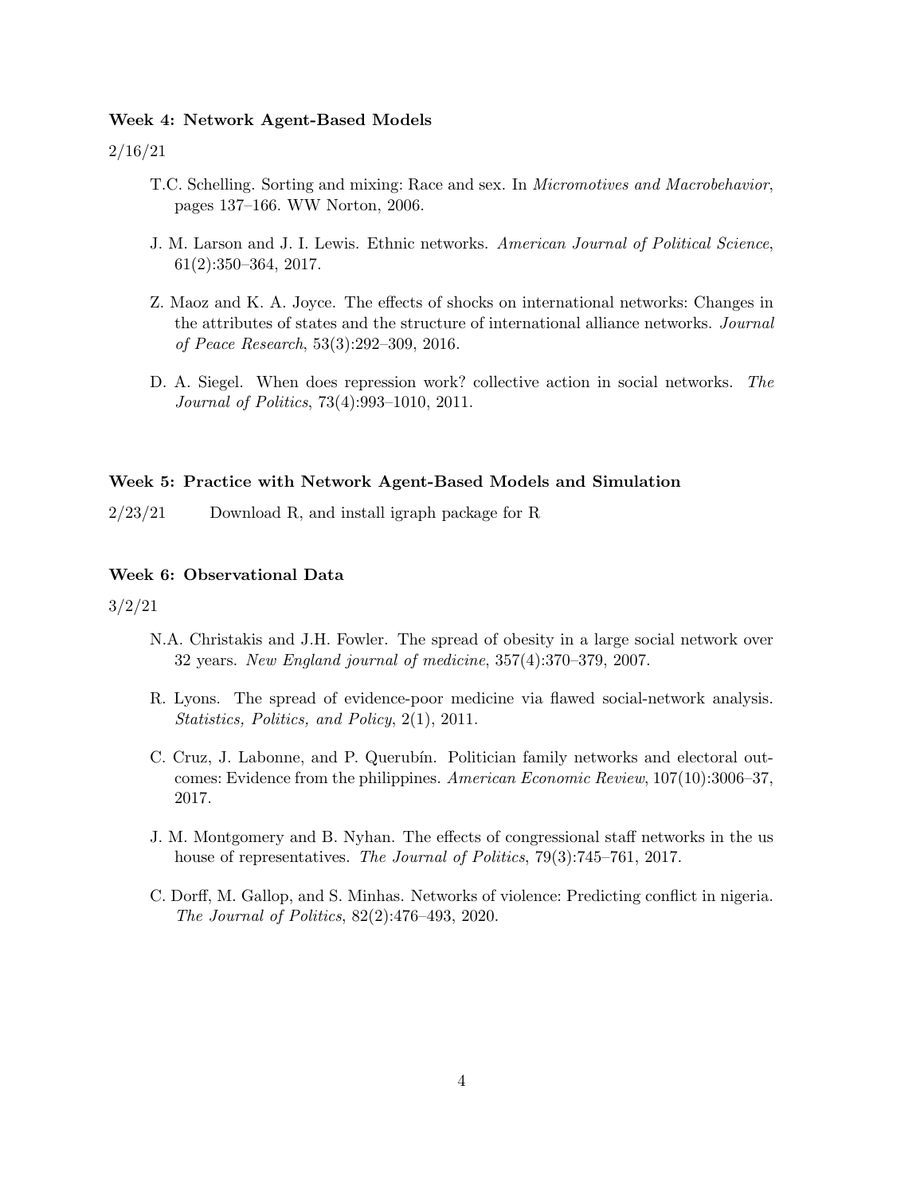**Week 4: Network Agent-Based Models**

2/16/21

- T.C. Schelling. Sorting and mixing: Race and sex. In *Micromotives and Macrobehavior*, pages 137–166. WW Norton, 2006.
- J. M. Larson and J. I. Lewis. Ethnic networks. *American Journal of Political Science*, 61(2):350–364, 2017.
- Z. Maoz and K. A. Joyce. The effects of shocks on international networks: Changes in the attributes of states and the structure of international alliance networks. *Journal of Peace Research*, 53(3):292–309, 2016.
- D. A. Siegel. When does repression work? collective action in social networks. *The Journal of Politics*, 73(4):993–1010, 2011.

**Week 5: Practice with Network Agent-Based Models and Simulation**

2/23/21 Download R, and install igraph package for R

**Week 6: Observational Data**

3/2/21

- N.A. Christakis and J.H. Fowler. The spread of obesity in a large social network over 32 years. *New England journal of medicine*, 357(4):370–379, 2007.
- R. Lyons. The spread of evidence-poor medicine via flawed social-network analysis. *Statistics, Politics, and Policy*, 2(1), 2011.
- C. Cruz, J. Labonne, and P. Querubín. Politician family networks and electoral outcomes: Evidence from the philippines. *American Economic Review*, 107(10):3006–37, 2017.
- J. M. Montgomery and B. Nyhan. The effects of congressional staff networks in the us house of representatives. *The Journal of Politics*, 79(3):745–761, 2017.
- C. Dorff, M. Gallop, and S. Minhas. Networks of violence: Predicting conflict in nigeria. *The Journal of Politics*, 82(2):476–493, 2020.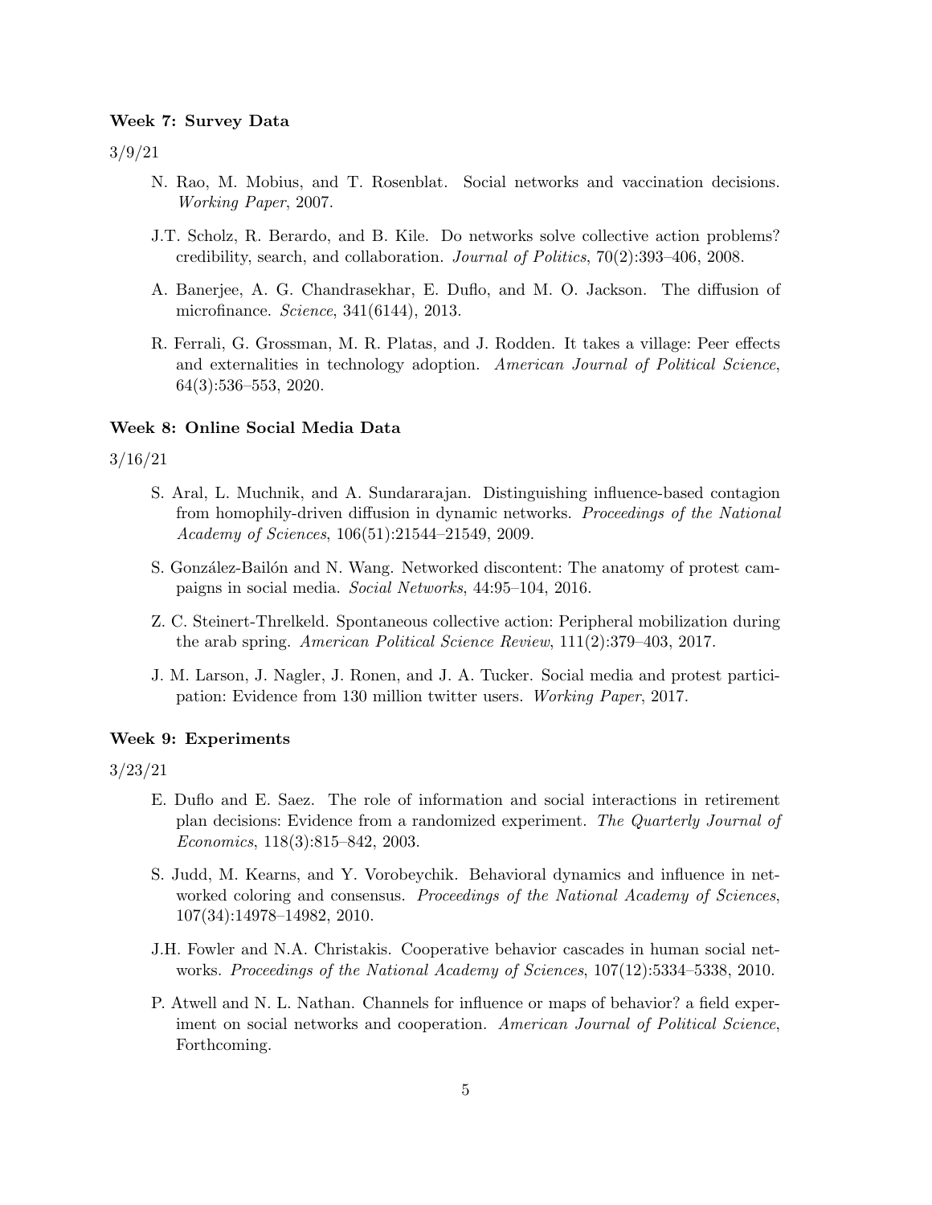### Week 7: Survey Data

3/9/21

- N. Rao, M. Mobius, and T. Rosenblat. Social networks and vaccination decisions. *Working Paper*, 2007.
- J.T. Scholz, R. Berardo, and B. Kile. Do networks solve collective action problems? credibility, search, and collaboration. *Journal of Politics*, 70(2):393–406, 2008.
- A. Banerjee, A. G. Chandrasekhar, E. Duflo, and M. O. Jackson. The diffusion of microfinance. *Science*, 341(6144), 2013.
- R. Ferrali, G. Grossman, M. R. Platas, and J. Rodden. It takes a village: Peer effects and externalities in technology adoption. *American Journal of Political Science*, 64(3):536–553, 2020.

### Week 8: Online Social Media Data

3/16/21

- S. Aral, L. Muchnik, and A. Sundararajan. Distinguishing influence-based contagion from homophily-driven diffusion in dynamic networks. *Proceedings of the National Academy of Sciences*, 106(51):21544–21549, 2009.
- S. González-Bailón and N. Wang. Networked discontent: The anatomy of protest campaigns in social media. *Social Networks*, 44:95–104, 2016.
- Z. C. Steinert-Threlkeld. Spontaneous collective action: Peripheral mobilization during the arab spring. *American Political Science Review*, 111(2):379–403, 2017.
- J. M. Larson, J. Nagler, J. Ronen, and J. A. Tucker. Social media and protest participation: Evidence from 130 million twitter users. *Working Paper*, 2017.

### Week 9: Experiments

3/23/21

- E. Duflo and E. Saez. The role of information and social interactions in retirement plan decisions: Evidence from a randomized experiment. *The Quarterly Journal of Economics*, 118(3):815–842, 2003.
- S. Judd, M. Kearns, and Y. Vorobeychik. Behavioral dynamics and influence in networked coloring and consensus. *Proceedings of the National Academy of Sciences*, 107(34):14978–14982, 2010.
- J.H. Fowler and N.A. Christakis. Cooperative behavior cascades in human social networks. *Proceedings of the National Academy of Sciences*, 107(12):5334–5338, 2010.
- P. Atwell and N. L. Nathan. Channels for influence or maps of behavior? a field experiment on social networks and cooperation. *American Journal of Political Science*, Forthcoming.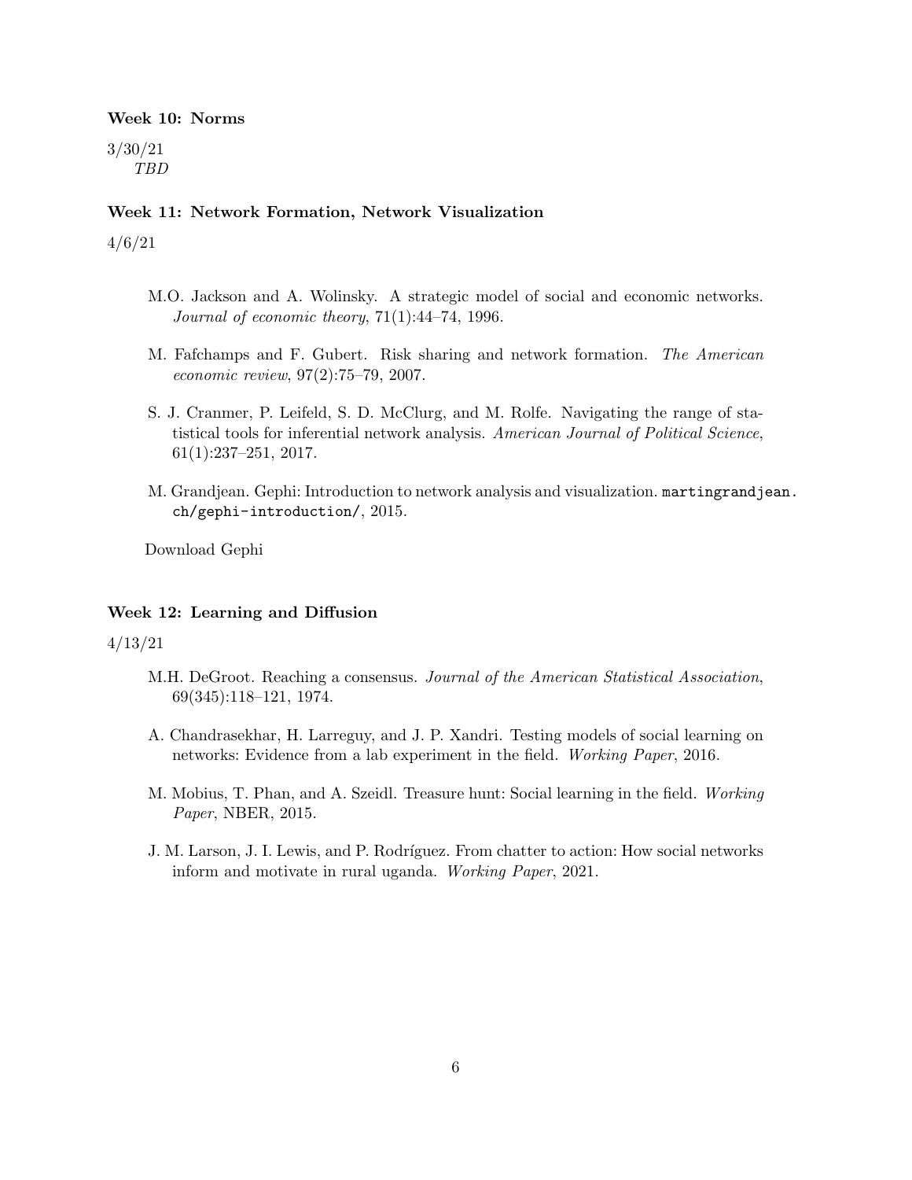**Week 10: Norms**

3/30/21
*TBD*

**Week 11: Network Formation, Network Visualization**

4/6/21

M.O. Jackson and A. Wolinsky. A strategic model of social and economic networks. *Journal of economic theory*, 71(1):44–74, 1996.

M. Fafchamps and F. Gubert. Risk sharing and network formation. *The American economic review*, 97(2):75–79, 2007.

S. J. Cranmer, P. Leifeld, S. D. McClurg, and M. Rolfe. Navigating the range of statistical tools for inferential network analysis. *American Journal of Political Science*, 61(1):237–251, 2017.

M. Grandjean. Gephi: Introduction to network analysis and visualization. `martingrandjean.ch/gephi-introduction/`, 2015.

Download Gephi

**Week 12: Learning and Diffusion**

4/13/21

M.H. DeGroot. Reaching a consensus. *Journal of the American Statistical Association*, 69(345):118–121, 1974.

A. Chandrasekhar, H. Larreguy, and J. P. Xandri. Testing models of social learning on networks: Evidence from a lab experiment in the field. *Working Paper*, 2016.

M. Mobius, T. Phan, and A. Szeidl. Treasure hunt: Social learning in the field. *Working Paper*, NBER, 2015.

J. M. Larson, J. I. Lewis, and P. Rodríguez. From chatter to action: How social networks inform and motivate in rural uganda. *Working Paper*, 2021.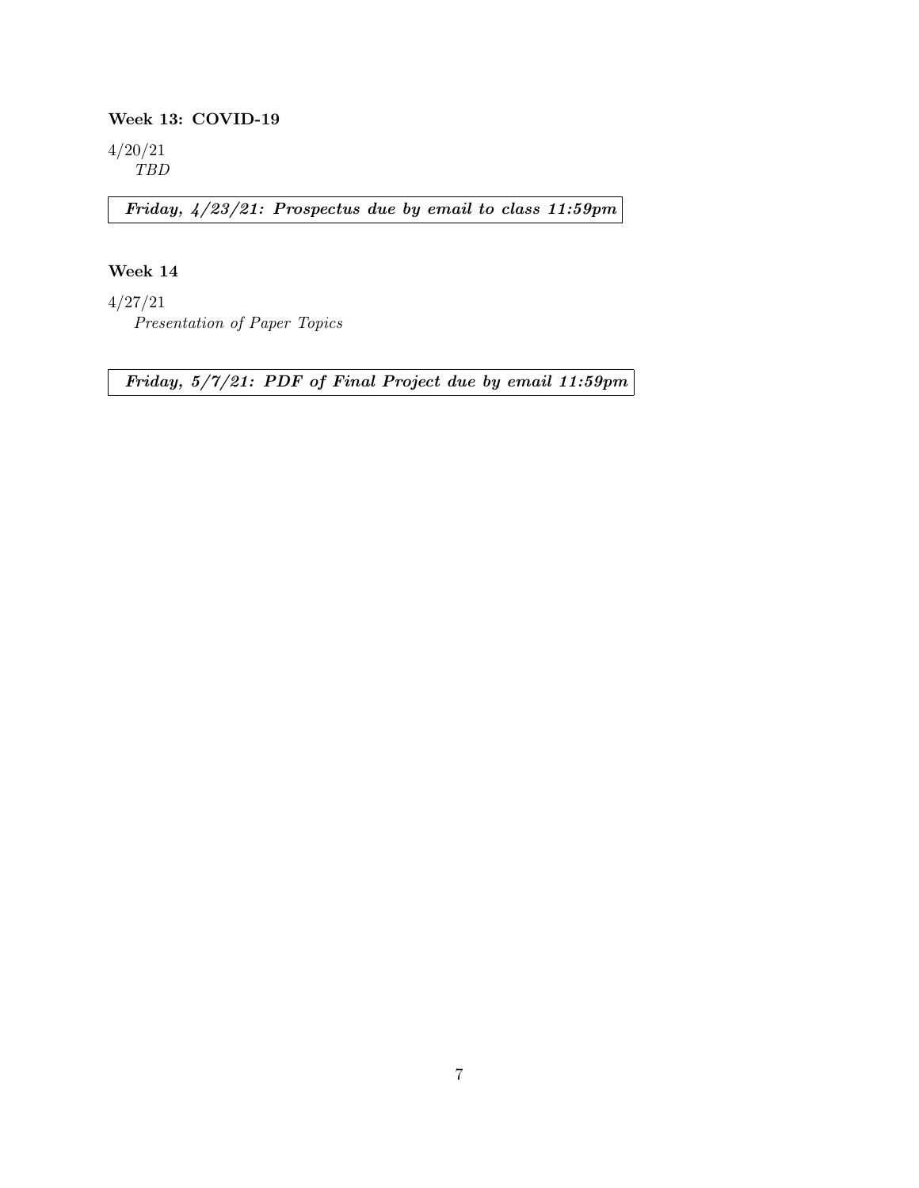**Week 13: COVID-19**

4/20/21

*TBD*

***Friday, 4/23/21: Prospectus due by email to class 11:59pm***

**Week 14**

4/27/21

*Presentation of Paper Topics*

***Friday, 5/7/21: PDF of Final Project due by email 11:59pm***